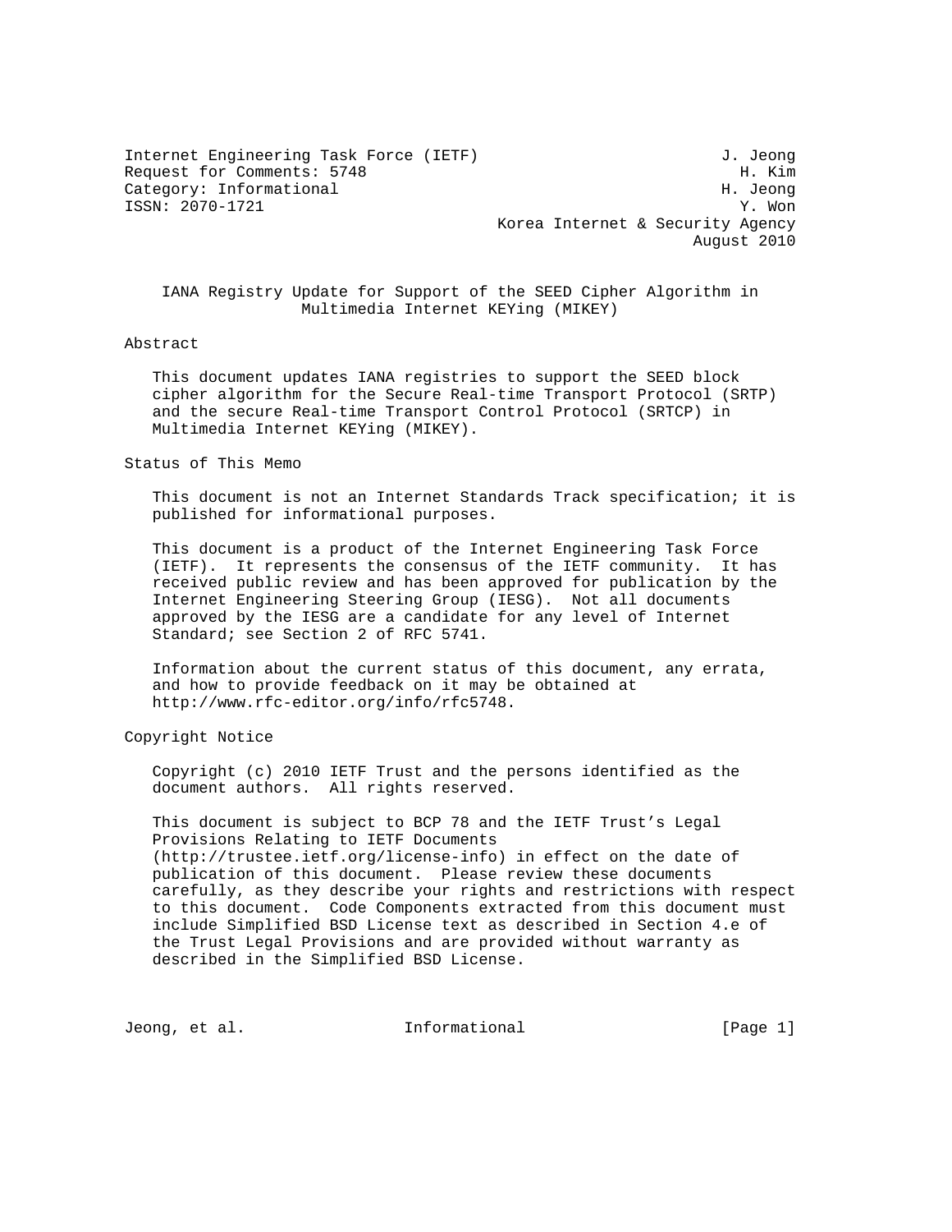Internet Engineering Task Force (IETF) J. Jeong
Request for Comments: 5748 H. Kim
Category: Informational H. Jeong
ISSN: 2070-1721 Y. Won
Korea Internet & Security Agency
August 2010

# IANA Registry Update for Support of the SEED Cipher Algorithm in Multimedia Internet KEYing (MIKEY)

## Abstract

This document updates IANA registries to support the SEED block cipher algorithm for the Secure Real-time Transport Protocol (SRTP) and the secure Real-time Transport Control Protocol (SRTCP) in Multimedia Internet KEYing (MIKEY).

## Status of This Memo

This document is not an Internet Standards Track specification; it is published for informational purposes.

This document is a product of the Internet Engineering Task Force (IETF). It represents the consensus of the IETF community. It has received public review and has been approved for publication by the Internet Engineering Steering Group (IESG). Not all documents approved by the IESG are a candidate for any level of Internet Standard; see Section 2 of RFC 5741.

Information about the current status of this document, any errata, and how to provide feedback on it may be obtained at http://www.rfc-editor.org/info/rfc5748.

## Copyright Notice

Copyright (c) 2010 IETF Trust and the persons identified as the document authors. All rights reserved.

This document is subject to BCP 78 and the IETF Trust's Legal Provisions Relating to IETF Documents (http://trustee.ietf.org/license-info) in effect on the date of publication of this document. Please review these documents carefully, as they describe your rights and restrictions with respect to this document. Code Components extracted from this document must include Simplified BSD License text as described in Section 4.e of the Trust Legal Provisions and are provided without warranty as described in the Simplified BSD License.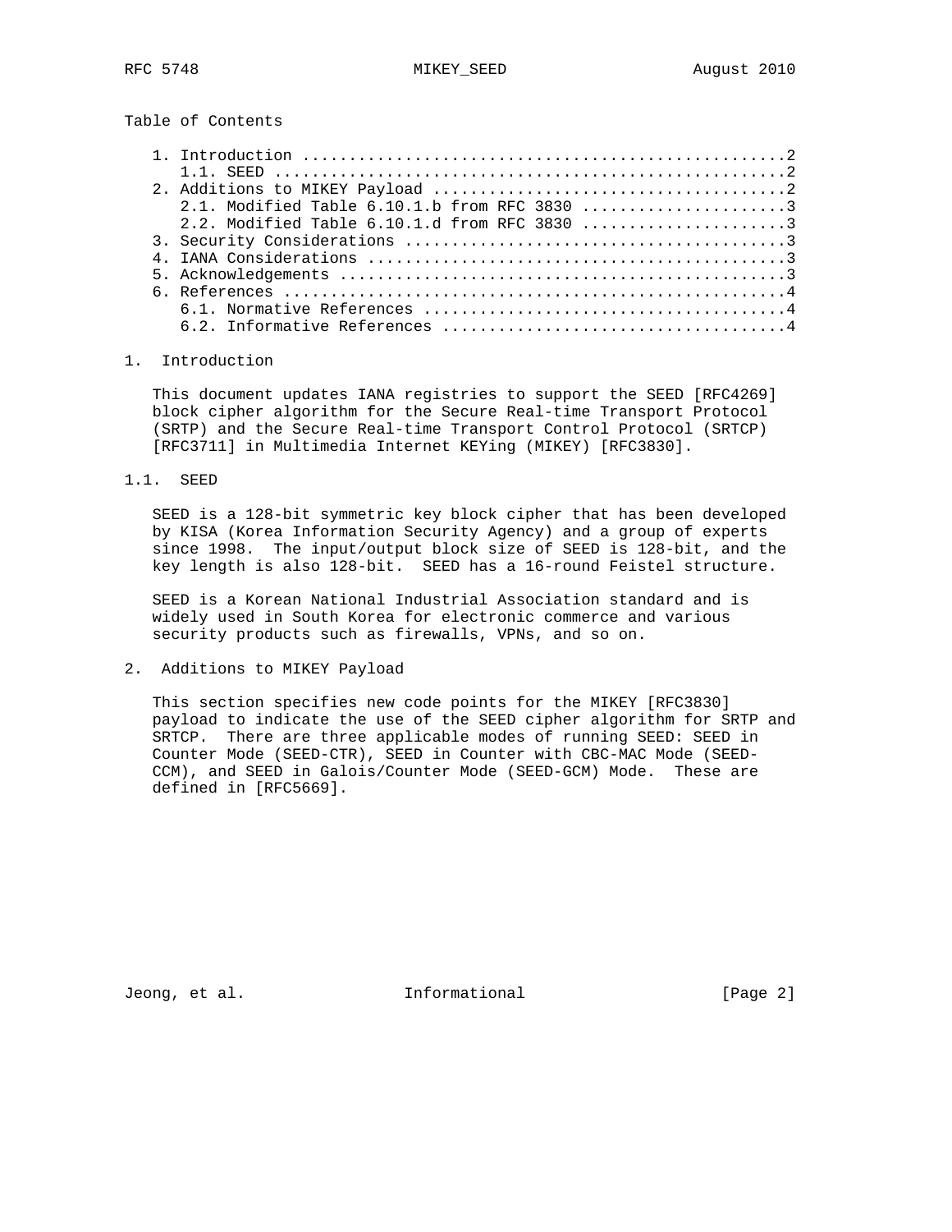Table of Contents

1. Introduction ....................................................2
   1.1. SEED ......................................................2
2. Additions to MIKEY Payload .....................................2
   2.1. Modified Table 6.10.1.b from RFC 3830 .....................3
   2.2. Modified Table 6.10.1.d from RFC 3830 .....................3
3. Security Considerations ........................................3
4. IANA Considerations ............................................3
5. Acknowledgements ...............................................3
6. References .....................................................4
   6.1. Normative References ......................................4
   6.2. Informative References ....................................4

# 1. Introduction

This document updates IANA registries to support the SEED [RFC4269] block cipher algorithm for the Secure Real-time Transport Protocol (SRTP) and the Secure Real-time Transport Control Protocol (SRTCP) [RFC3711] in Multimedia Internet KEYing (MIKEY) [RFC3830].

## 1.1. SEED

SEED is a 128-bit symmetric key block cipher that has been developed by KISA (Korea Information Security Agency) and a group of experts since 1998. The input/output block size of SEED is 128-bit, and the key length is also 128-bit. SEED has a 16-round Feistel structure.

SEED is a Korean National Industrial Association standard and is widely used in South Korea for electronic commerce and various security products such as firewalls, VPNs, and so on.

# 2. Additions to MIKEY Payload

This section specifies new code points for the MIKEY [RFC3830] payload to indicate the use of the SEED cipher algorithm for SRTP and SRTCP. There are three applicable modes of running SEED: SEED in Counter Mode (SEED-CTR), SEED in Counter with CBC-MAC Mode (SEED-CCM), and SEED in Galois/Counter Mode (SEED-GCM) Mode. These are defined in [RFC5669].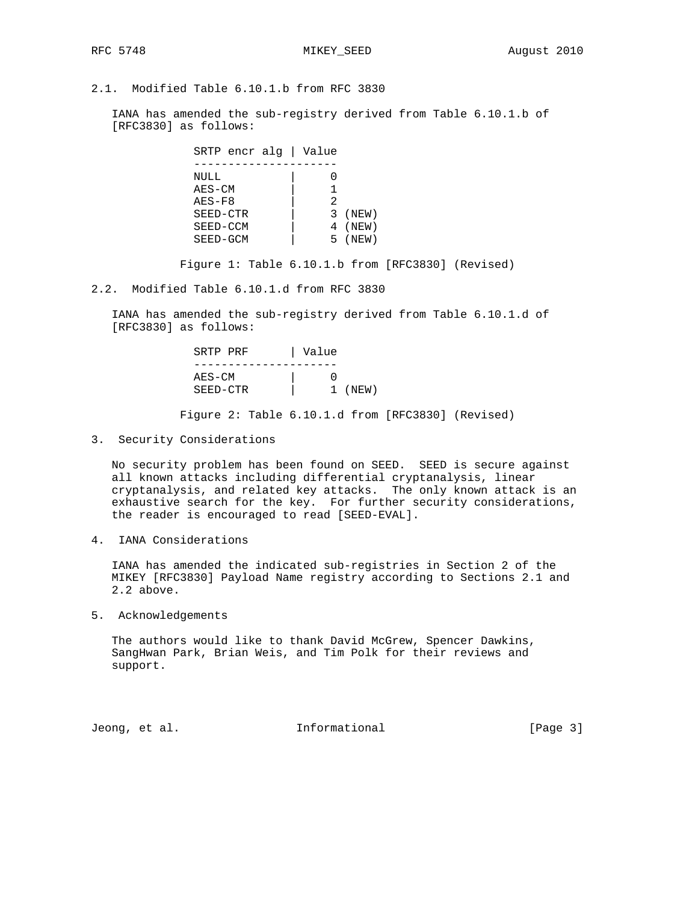## 2.1. Modified Table 6.10.1.b from RFC 3830

IANA has amended the sub-registry derived from Table 6.10.1.b of [RFC3830] as follows:

| SRTP encr alg | Value |
|---|---|
| NULL | 0 |
| AES-CM | 1 |
| AES-F8 | 2 |
| SEED-CTR | 3 (NEW) |
| SEED-CCM | 4 (NEW) |
| SEED-GCM | 5 (NEW) |

Figure 1: Table 6.10.1.b from [RFC3830] (Revised)

## 2.2. Modified Table 6.10.1.d from RFC 3830

IANA has amended the sub-registry derived from Table 6.10.1.d of [RFC3830] as follows:

| SRTP PRF | Value |
|---|---|
| AES-CM | 0 |
| SEED-CTR | 1 (NEW) |

Figure 2: Table 6.10.1.d from [RFC3830] (Revised)

# 3. Security Considerations

No security problem has been found on SEED. SEED is secure against all known attacks including differential cryptanalysis, linear cryptanalysis, and related key attacks. The only known attack is an exhaustive search for the key. For further security considerations, the reader is encouraged to read [SEED-EVAL].

# 4. IANA Considerations

IANA has amended the indicated sub-registries in Section 2 of the MIKEY [RFC3830] Payload Name registry according to Sections 2.1 and 2.2 above.

# 5. Acknowledgements

The authors would like to thank David McGrew, Spencer Dawkins, SangHwan Park, Brian Weis, and Tim Polk for their reviews and support.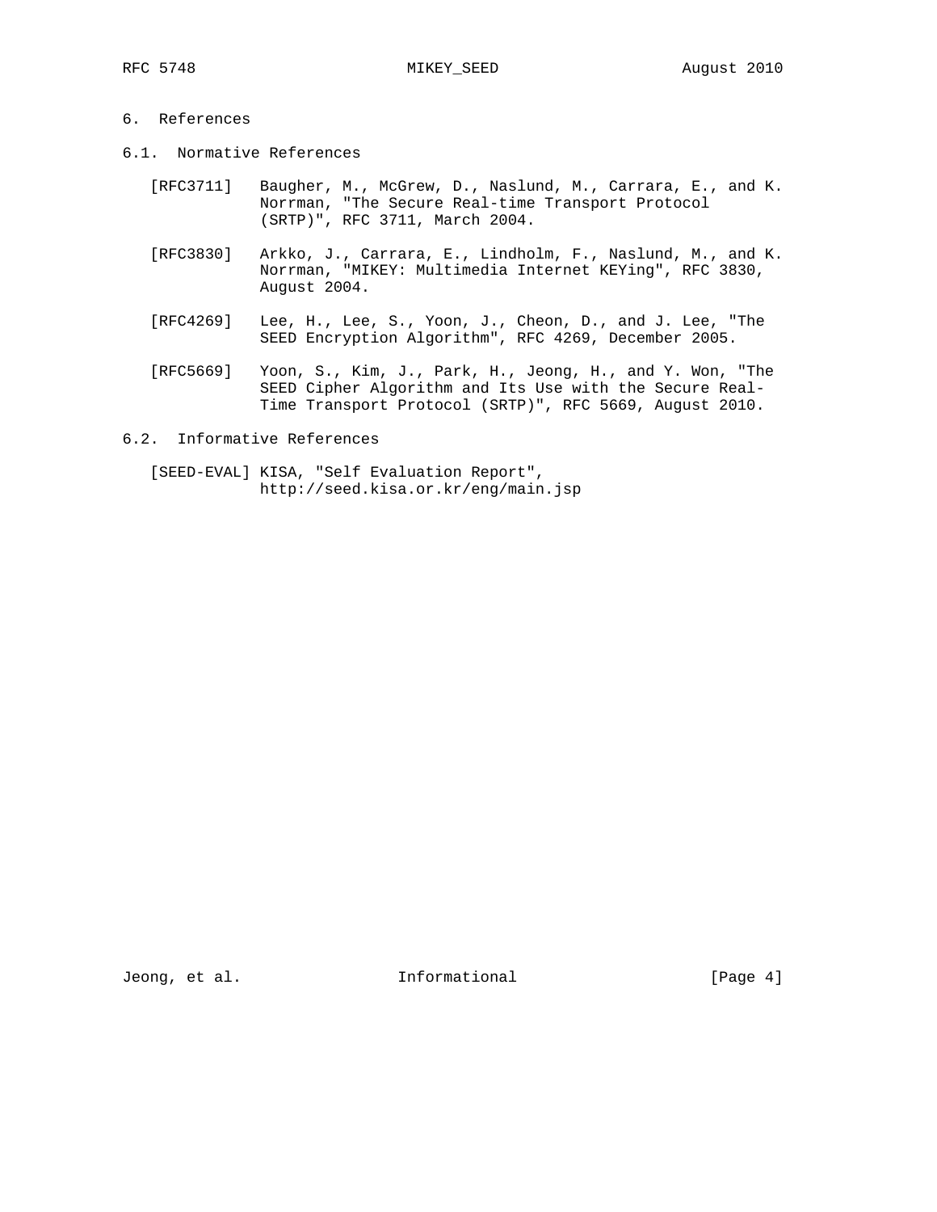# 6. References

## 6.1. Normative References

[RFC3711] Baugher, M., McGrew, D., Naslund, M., Carrara, E., and K. Norrman, "The Secure Real-time Transport Protocol (SRTP)", RFC 3711, March 2004.

[RFC3830] Arkko, J., Carrara, E., Lindholm, F., Naslund, M., and K. Norrman, "MIKEY: Multimedia Internet KEYing", RFC 3830, August 2004.

[RFC4269] Lee, H., Lee, S., Yoon, J., Cheon, D., and J. Lee, "The SEED Encryption Algorithm", RFC 4269, December 2005.

[RFC5669] Yoon, S., Kim, J., Park, H., Jeong, H., and Y. Won, "The SEED Cipher Algorithm and Its Use with the Secure Real-Time Transport Protocol (SRTP)", RFC 5669, August 2010.

## 6.2. Informative References

[SEED-EVAL] KISA, "Self Evaluation Report", http://seed.kisa.or.kr/eng/main.jsp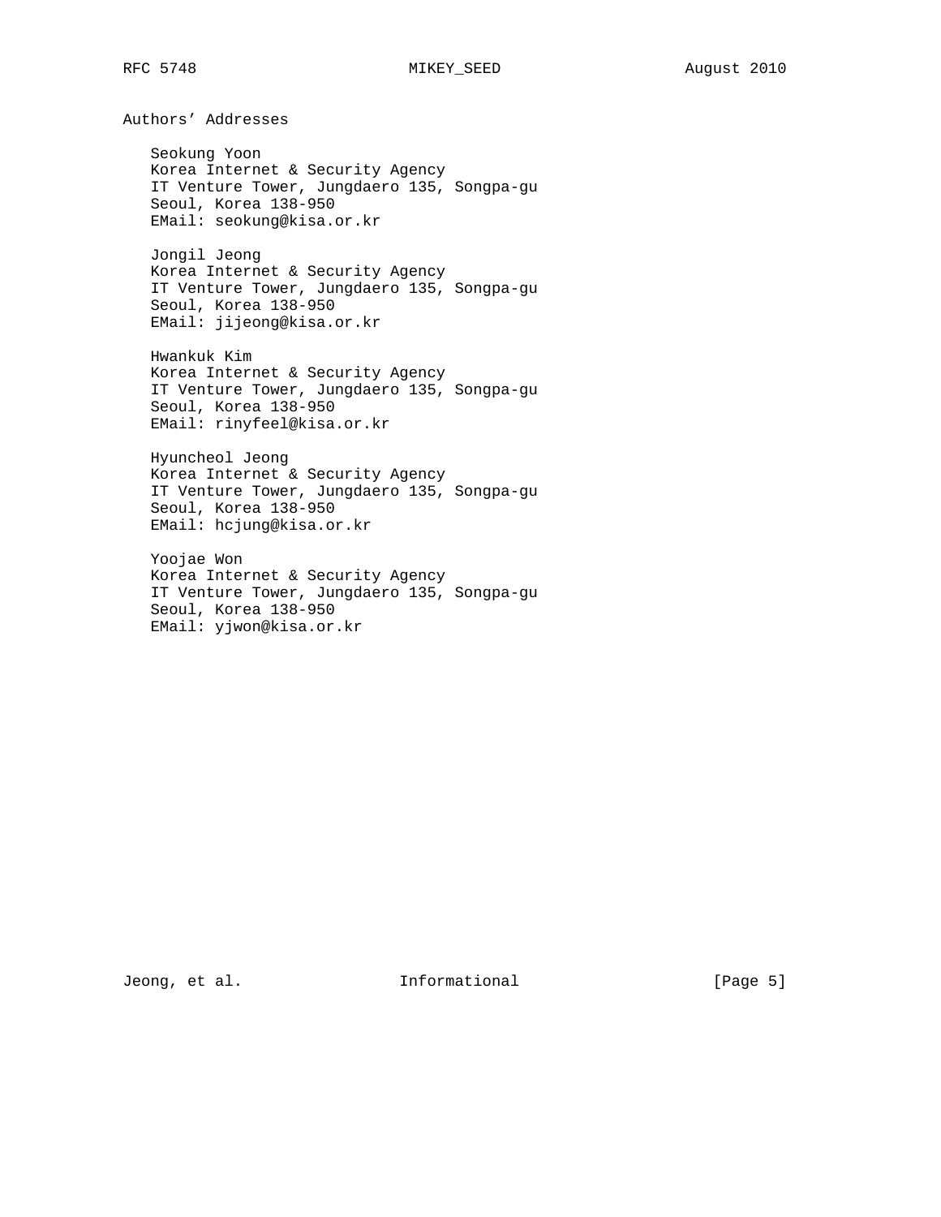## Authors' Addresses

Seokung Yoon
Korea Internet & Security Agency
IT Venture Tower, Jungdaero 135, Songpa-gu
Seoul, Korea 138-950
EMail: seokung@kisa.or.kr

Jongil Jeong
Korea Internet & Security Agency
IT Venture Tower, Jungdaero 135, Songpa-gu
Seoul, Korea 138-950
EMail: jijeong@kisa.or.kr

Hwankuk Kim
Korea Internet & Security Agency
IT Venture Tower, Jungdaero 135, Songpa-gu
Seoul, Korea 138-950
EMail: rinyfeel@kisa.or.kr

Hyuncheol Jeong
Korea Internet & Security Agency
IT Venture Tower, Jungdaero 135, Songpa-gu
Seoul, Korea 138-950
EMail: hcjung@kisa.or.kr

Yoojae Won
Korea Internet & Security Agency
IT Venture Tower, Jungdaero 135, Songpa-gu
Seoul, Korea 138-950
EMail: yjwon@kisa.or.kr